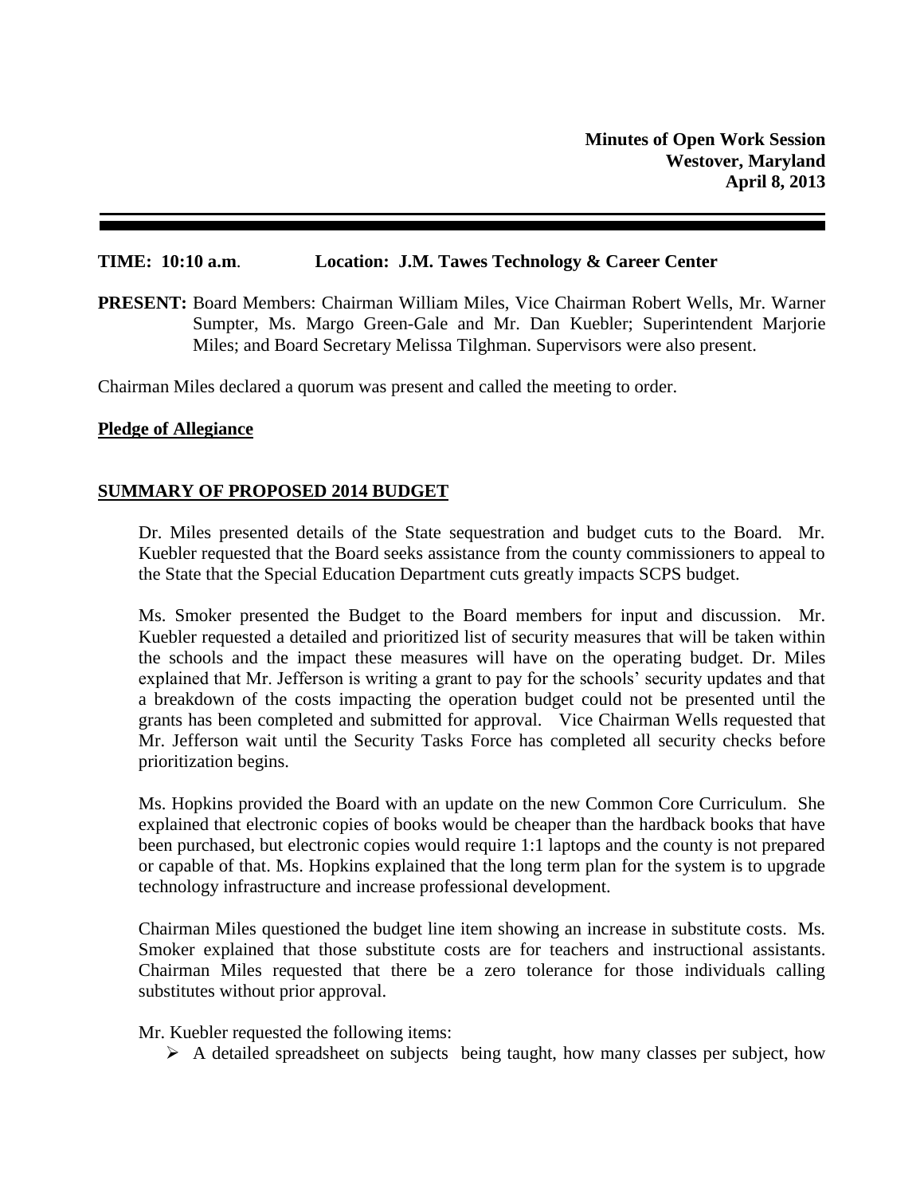**Minutes of Open Work Session**
**Westover, Maryland**
**April 8, 2013**

---

**TIME: 10:10 a.m.** **Location: J.M. Tawes Technology & Career Center**

**PRESENT:** Board Members: Chairman William Miles, Vice Chairman Robert Wells, Mr. Warner Sumpter, Ms. Margo Green-Gale and Mr. Dan Kuebler; Superintendent Marjorie Miles; and Board Secretary Melissa Tilghman. Supervisors were also present.

Chairman Miles declared a quorum was present and called the meeting to order.

**Pledge of Allegiance**

**SUMMARY OF PROPOSED 2014 BUDGET**

Dr. Miles presented details of the State sequestration and budget cuts to the Board. Mr. Kuebler requested that the Board seeks assistance from the county commissioners to appeal to the State that the Special Education Department cuts greatly impacts SCPS budget.

Ms. Smoker presented the Budget to the Board members for input and discussion. Mr. Kuebler requested a detailed and prioritized list of security measures that will be taken within the schools and the impact these measures will have on the operating budget. Dr. Miles explained that Mr. Jefferson is writing a grant to pay for the schools' security updates and that a breakdown of the costs impacting the operation budget could not be presented until the grants has been completed and submitted for approval. Vice Chairman Wells requested that Mr. Jefferson wait until the Security Tasks Force has completed all security checks before prioritization begins.

Ms. Hopkins provided the Board with an update on the new Common Core Curriculum. She explained that electronic copies of books would be cheaper than the hardback books that have been purchased, but electronic copies would require 1:1 laptops and the county is not prepared or capable of that. Ms. Hopkins explained that the long term plan for the system is to upgrade technology infrastructure and increase professional development.

Chairman Miles questioned the budget line item showing an increase in substitute costs. Ms. Smoker explained that those substitute costs are for teachers and instructional assistants. Chairman Miles requested that there be a zero tolerance for those individuals calling substitutes without prior approval.

Mr. Kuebler requested the following items:

- A detailed spreadsheet on subjects being taught, how many classes per subject, how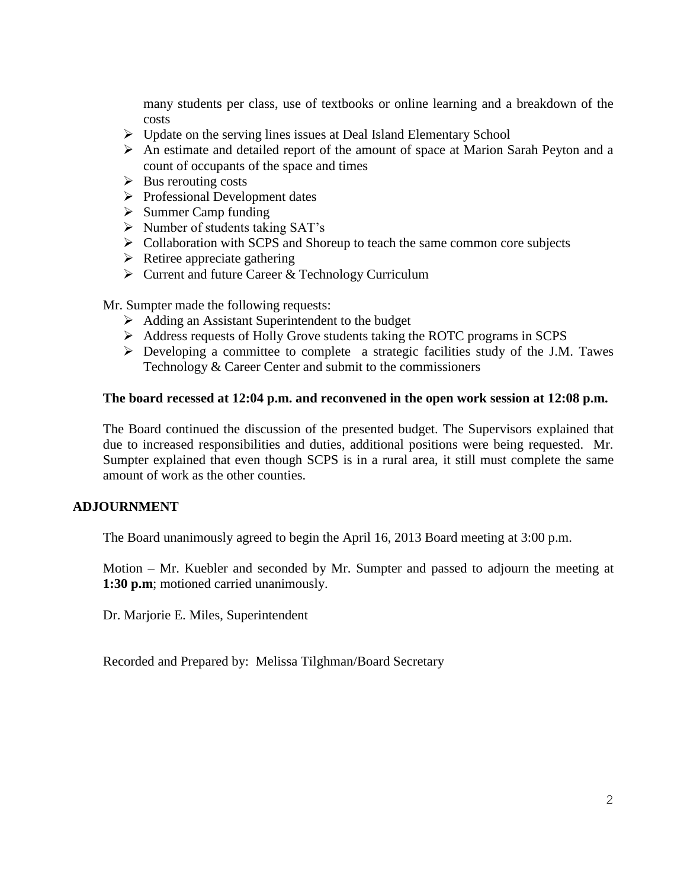many students per class, use of textbooks or online learning and a breakdown of the costs

- Update on the serving lines issues at Deal Island Elementary School
- An estimate and detailed report of the amount of space at Marion Sarah Peyton and a count of occupants of the space and times
- Bus rerouting costs
- Professional Development dates
- Summer Camp funding
- Number of students taking SAT's
- Collaboration with SCPS and Shoreup to teach the same common core subjects
- Retiree appreciate gathering
- Current and future Career & Technology Curriculum

Mr. Sumpter made the following requests:

- Adding an Assistant Superintendent to the budget
- Address requests of Holly Grove students taking the ROTC programs in SCPS
- Developing a committee to complete a strategic facilities study of the J.M. Tawes Technology & Career Center and submit to the commissioners

**The board recessed at 12:04 p.m. and reconvened in the open work session at 12:08 p.m.**

The Board continued the discussion of the presented budget. The Supervisors explained that due to increased responsibilities and duties, additional positions were being requested. Mr. Sumpter explained that even though SCPS is in a rural area, it still must complete the same amount of work as the other counties.

## ADJOURNMENT

The Board unanimously agreed to begin the April 16, 2013 Board meeting at 3:00 p.m.

Motion – Mr. Kuebler and seconded by Mr. Sumpter and passed to adjourn the meeting at **1:30 p.m**; motioned carried unanimously.

Dr. Marjorie E. Miles, Superintendent

Recorded and Prepared by: Melissa Tilghman/Board Secretary